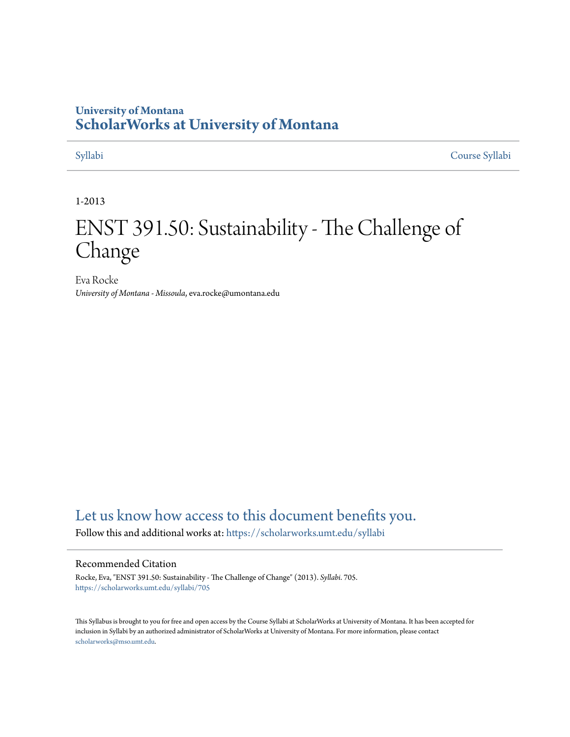# University of Montana
# ScholarWorks at University of Montana

Syllabi | Course Syllabi

1-2013

# ENST 391.50: Sustainability - The Challenge of Change

Eva Rocke
*University of Montana - Missoula*, eva.rocke@umontana.edu

## Let us know how access to this document benefits you.

Follow this and additional works at: https://scholarworks.umt.edu/syllabi

### Recommended Citation

Rocke, Eva, "ENST 391.50: Sustainability - The Challenge of Change" (2013). *Syllabi*. 705.
https://scholarworks.umt.edu/syllabi/705

This Syllabus is brought to you for free and open access by the Course Syllabi at ScholarWorks at University of Montana. It has been accepted for inclusion in Syllabi by an authorized administrator of ScholarWorks at University of Montana. For more information, please contact scholarworks@mso.umt.edu.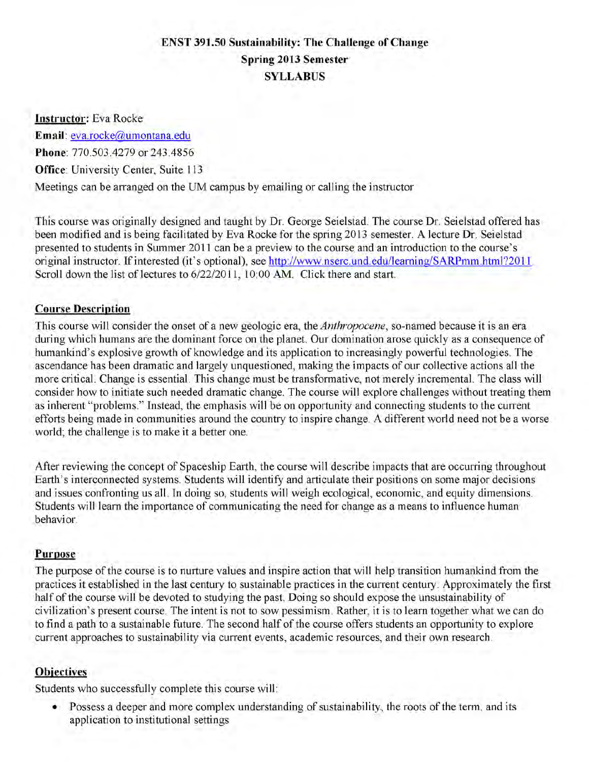# ENST 391.50 Sustainability: The Challenge of Change
## Spring 2013 Semester
## SYLLABUS

**Instructor:** Eva Rocke
**Email**: eva.rocke@umontana.edu
**Phone**: 770.503.4279 or 243.4856
**Office**: University Center, Suite 113
Meetings can be arranged on the UM campus by emailing or calling the instructor

This course was originally designed and taught by Dr. George Seielstad. The course Dr. Seielstad offered has been modified and is being facilitated by Eva Rocke for the spring 2013 semester. A lecture Dr. Seielstad presented to students in Summer 2011 can be a preview to the course and an introduction to the course's original instructor. If interested (it's optional), see http://www.nserc.und.edu/learning/SARPmm.html?2011 Scroll down the list of lectures to 6/22/2011, 10:00 AM. Click there and start.

**Course Description**

This course will consider the onset of a new geologic era, the *Anthropocene*, so-named because it is an era during which humans are the dominant force on the planet. Our domination arose quickly as a consequence of humankind's explosive growth of knowledge and its application to increasingly powerful technologies. The ascendance has been dramatic and largely unquestioned, making the impacts of our collective actions all the more critical. Change is essential. This change must be transformative, not merely incremental. The class will consider how to initiate such needed dramatic change. The course will explore challenges without treating them as inherent "problems." Instead, the emphasis will be on opportunity and connecting students to the current efforts being made in communities around the country to inspire change. A different world need not be a worse world; the challenge is to make it a better one.

After reviewing the concept of Spaceship Earth, the course will describe impacts that are occurring throughout Earth's interconnected systems. Students will identify and articulate their positions on some major decisions and issues confronting us all. In doing so, students will weigh ecological, economic, and equity dimensions. Students will learn the importance of communicating the need for change as a means to influence human behavior.

**Purpose**

The purpose of the course is to nurture values and inspire action that will help transition humankind from the practices it established in the last century to sustainable practices in the current century. Approximately the first half of the course will be devoted to studying the past. Doing so should expose the unsustainability of civilization's present course. The intent is not to sow pessimism. Rather, it is to learn together what we can do to find a path to a sustainable future. The second half of the course offers students an opportunity to explore current approaches to sustainability via current events, academic resources, and their own research.

**Objectives**

Students who successfully complete this course will:

- Possess a deeper and more complex understanding of sustainability, the roots of the term, and its application to institutional settings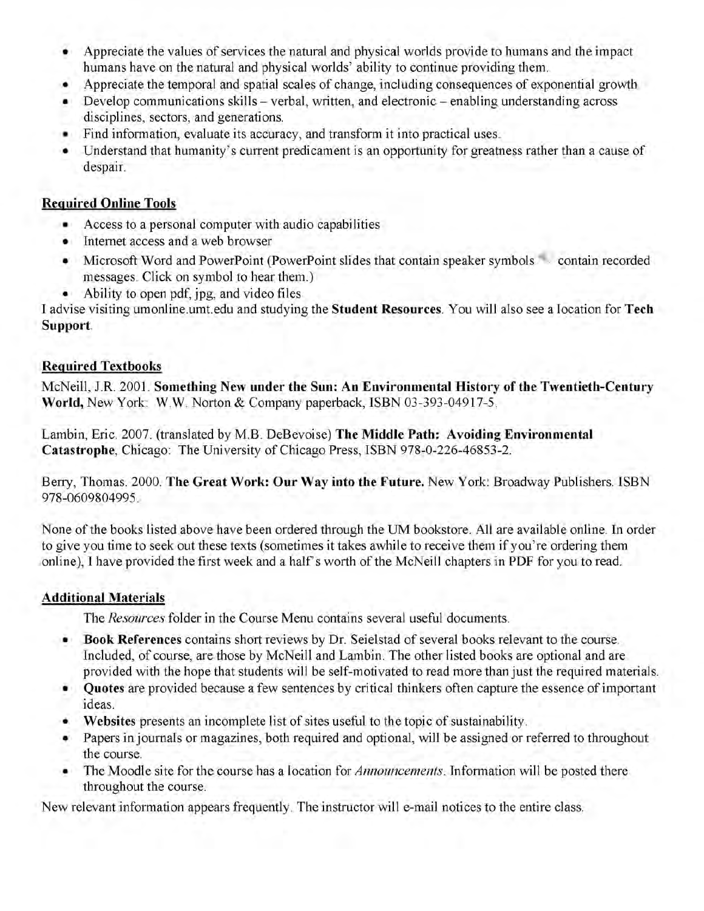- Appreciate the values of services the natural and physical worlds provide to humans and the impact humans have on the natural and physical worlds' ability to continue providing them.
- Appreciate the temporal and spatial scales of change, including consequences of exponential growth
- Develop communications skills – verbal, written, and electronic – enabling understanding across disciplines, sectors, and generations.
- Find information, evaluate its accuracy, and transform it into practical uses.
- Understand that humanity's current predicament is an opportunity for greatness rather than a cause of despair.

## Required Online Tools

- Access to a personal computer with audio capabilities
- Internet access and a web browser
- Microsoft Word and PowerPoint (PowerPoint slides that contain speaker symbols contain recorded messages. Click on symbol to hear them.)
- Ability to open pdf, jpg, and video files

I advise visiting umonline.umt.edu and studying the **Student Resources**. You will also see a location for **Tech Support**.

## Required Textbooks

McNeill, J.R. 2001. **Something New under the Sun: An Environmental History of the Twentieth-Century World,** New York: W.W. Norton & Company paperback, ISBN 03-393-04917-5.

Lambin, Eric. 2007. (translated by M.B. DeBevoise) **The Middle Path: Avoiding Environmental Catastrophe**, Chicago: The University of Chicago Press, ISBN 978-0-226-46853-2.

Berry, Thomas. 2000. **The Great Work: Our Way into the Future.** New York: Broadway Publishers. ISBN 978-0609804995.

None of the books listed above have been ordered through the UM bookstore. All are available online. In order to give you time to seek out these texts (sometimes it takes awhile to receive them if you're ordering them online), I have provided the first week and a half's worth of the McNeill chapters in PDF for you to read.

## Additional Materials

The *Resources* folder in the Course Menu contains several useful documents.

- **Book References** contains short reviews by Dr. Seielstad of several books relevant to the course. Included, of course, are those by McNeill and Lambin. The other listed books are optional and are provided with the hope that students will be self-motivated to read more than just the required materials.
- **Quotes** are provided because a few sentences by critical thinkers often capture the essence of important ideas.
- **Websites** presents an incomplete list of sites useful to the topic of sustainability.
- Papers in journals or magazines, both required and optional, will be assigned or referred to throughout the course.
- The Moodle site for the course has a location for *Announcements*. Information will be posted there throughout the course.

New relevant information appears frequently. The instructor will e-mail notices to the entire class.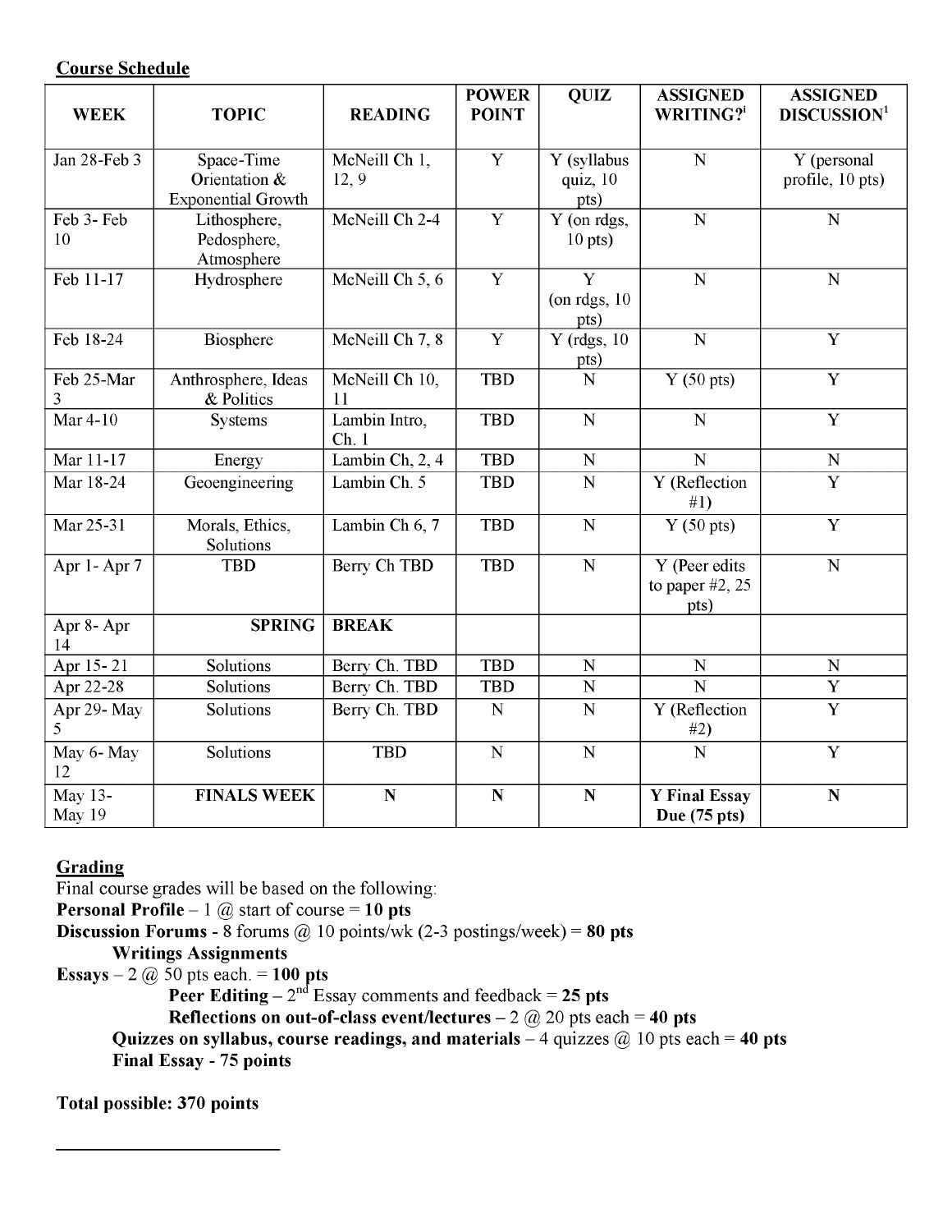**Course Schedule**

| WEEK | TOPIC | READING | POWER POINT | QUIZ | ASSIGNED WRITING?[i] | ASSIGNED DISCUSSION[1] |
|---|---|---|---|---|---|---|
| Jan 28-Feb 3 | Space-Time Orientation & Exponential Growth | McNeill Ch 1, 12, 9 | Y | Y (syllabus quiz, 10 pts) | N | Y (personal profile, 10 pts) |
| Feb 3- Feb 10 | Lithosphere, Pedosphere, Atmosphere | McNeill Ch 2-4 | Y | Y (on rdgs, 10 pts) | N | N |
| Feb 11-17 | Hydrosphere | McNeill Ch 5, 6 | Y | Y (on rdgs, 10 pts) | N | N |
| Feb 18-24 | Biosphere | McNeill Ch 7, 8 | Y | Y (rdgs, 10 pts) | N | Y |
| Feb 25-Mar 3 | Anthrosphere, Ideas & Politics | McNeill Ch 10, 11 | TBD | N | Y (50 pts) | Y |
| Mar 4-10 | Systems | Lambin Intro, Ch. 1 | TBD | N | N | Y |
| Mar 11-17 | Energy | Lambin Ch, 2, 4 | TBD | N | N | N |
| Mar 18-24 | Geoengineering | Lambin Ch. 5 | TBD | N | Y (Reflection #1) | Y |
| Mar 25-31 | Morals, Ethics, Solutions | Lambin Ch 6, 7 | TBD | N | Y (50 pts) | Y |
| Apr 1- Apr 7 | TBD | Berry Ch TBD | TBD | N | Y (Peer edits to paper #2, 25 pts) | N |
| Apr 8- Apr 14 | **SPRING** | **BREAK** | | | | |
| Apr 15- 21 | Solutions | Berry Ch. TBD | TBD | N | N | N |
| Apr 22-28 | Solutions | Berry Ch. TBD | TBD | N | N | Y |
| Apr 29- May 5 | Solutions | Berry Ch. TBD | N | N | Y (Reflection #2) | Y |
| May 6- May 12 | Solutions | TBD | N | N | N | Y |
| May 13- May 19 | **FINALS WEEK** | **N** | **N** | **N** | **Y Final Essay Due (75 pts)** | **N** |

**Grading**

Final course grades will be based on the following:

**Personal Profile** – 1 @ start of course = **10 pts**

**Discussion Forums** - 8 forums @ 10 points/wk (2-3 postings/week) = **80 pts**

**Writings Assignments**

**Essays** – 2 @ 50 pts each. = **100 pts**

**Peer Editing** – 2[nd] Essay comments and feedback = **25 pts**

**Reflections on out-of-class event/lectures** – 2 @ 20 pts each = **40 pts**

**Quizzes on syllabus, course readings, and materials** – 4 quizzes @ 10 pts each = **40 pts**

**Final Essay - 75 points**

**Total possible: 370 points**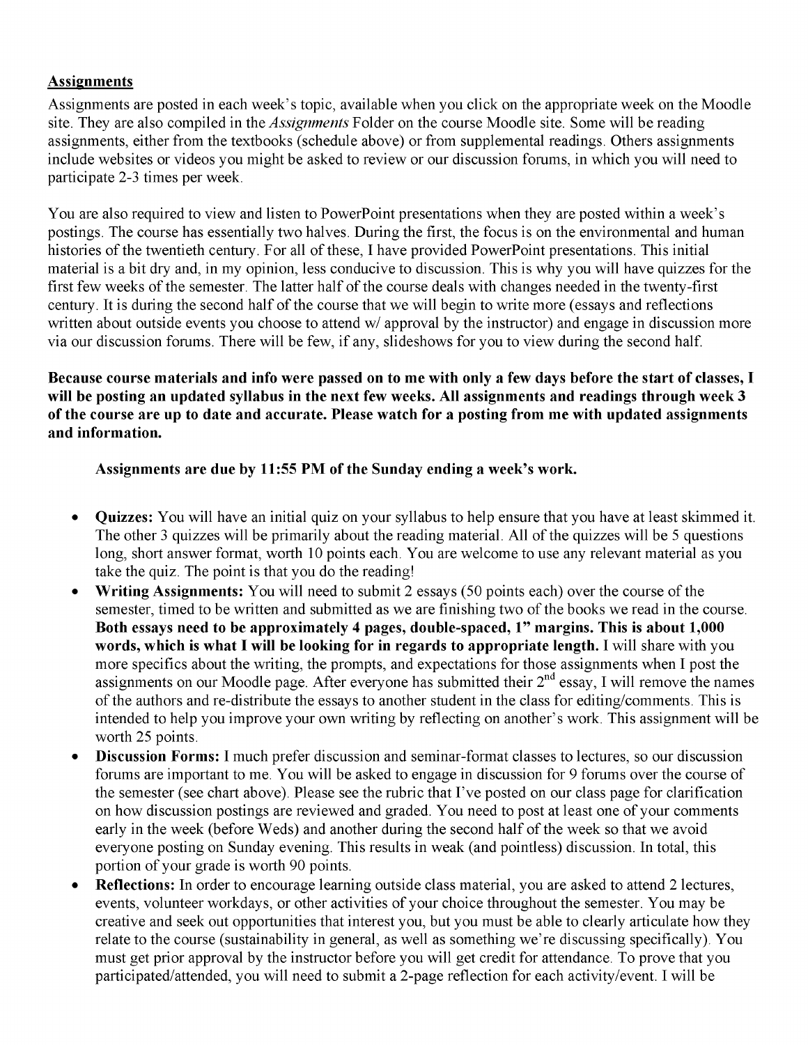## Assignments

Assignments are posted in each week's topic, available when you click on the appropriate week on the Moodle site. They are also compiled in the *Assignments* Folder on the course Moodle site. Some will be reading assignments, either from the textbooks (schedule above) or from supplemental readings. Others assignments include websites or videos you might be asked to review or our discussion forums, in which you will need to participate 2-3 times per week.

You are also required to view and listen to PowerPoint presentations when they are posted within a week's postings. The course has essentially two halves. During the first, the focus is on the environmental and human histories of the twentieth century. For all of these, I have provided PowerPoint presentations. This initial material is a bit dry and, in my opinion, less conducive to discussion. This is why you will have quizzes for the first few weeks of the semester. The latter half of the course deals with changes needed in the twenty-first century. It is during the second half of the course that we will begin to write more (essays and reflections written about outside events you choose to attend w/ approval by the instructor) and engage in discussion more via our discussion forums. There will be few, if any, slideshows for you to view during the second half.

**Because course materials and info were passed on to me with only a few days before the start of classes, I will be posting an updated syllabus in the next few weeks. All assignments and readings through week 3 of the course are up to date and accurate. Please watch for a posting from me with updated assignments and information.**

**Assignments are due by 11:55 PM of the Sunday ending a week's work.**

- **Quizzes:** You will have an initial quiz on your syllabus to help ensure that you have at least skimmed it. The other 3 quizzes will be primarily about the reading material. All of the quizzes will be 5 questions long, short answer format, worth 10 points each. You are welcome to use any relevant material as you take the quiz. The point is that you do the reading!
- **Writing Assignments:** You will need to submit 2 essays (50 points each) over the course of the semester, timed to be written and submitted as we are finishing two of the books we read in the course. **Both essays need to be approximately 4 pages, double-spaced, 1" margins. This is about 1,000 words, which is what I will be looking for in regards to appropriate length.** I will share with you more specifics about the writing, the prompts, and expectations for those assignments when I post the assignments on our Moodle page. After everyone has submitted their 2nd essay, I will remove the names of the authors and re-distribute the essays to another student in the class for editing/comments. This is intended to help you improve your own writing by reflecting on another's work. This assignment will be worth 25 points.
- **Discussion Forms:** I much prefer discussion and seminar-format classes to lectures, so our discussion forums are important to me. You will be asked to engage in discussion for 9 forums over the course of the semester (see chart above). Please see the rubric that I've posted on our class page for clarification on how discussion postings are reviewed and graded. You need to post at least one of your comments early in the week (before Weds) and another during the second half of the week so that we avoid everyone posting on Sunday evening. This results in weak (and pointless) discussion. In total, this portion of your grade is worth 90 points.
- **Reflections:** In order to encourage learning outside class material, you are asked to attend 2 lectures, events, volunteer workdays, or other activities of your choice throughout the semester. You may be creative and seek out opportunities that interest you, but you must be able to clearly articulate how they relate to the course (sustainability in general, as well as something we're discussing specifically). You must get prior approval by the instructor before you will get credit for attendance. To prove that you participated/attended, you will need to submit a 2-page reflection for each activity/event. I will be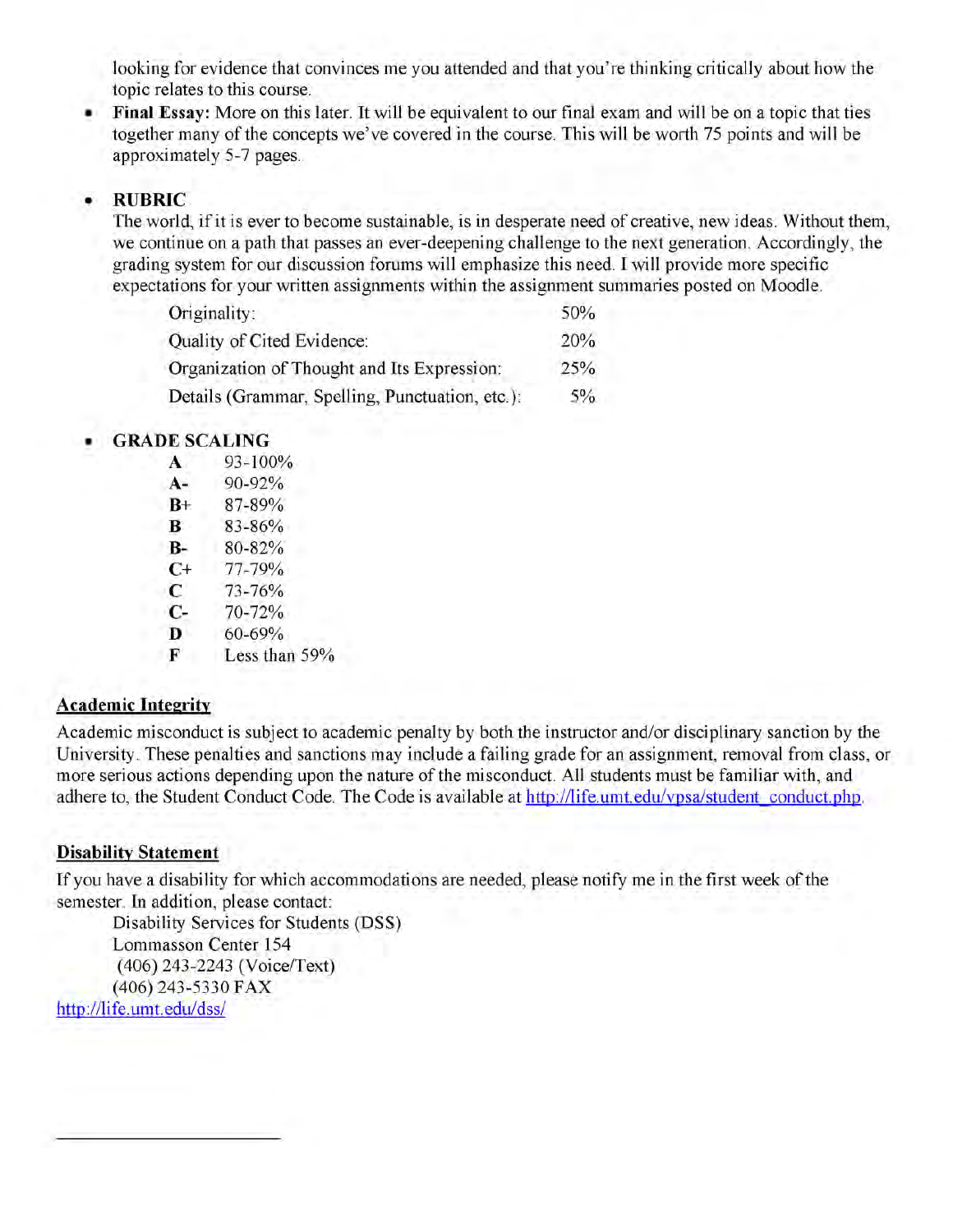looking for evidence that convinces me you attended and that you're thinking critically about how the topic relates to this course.

- **Final Essay:** More on this later. It will be equivalent to our final exam and will be on a topic that ties together many of the concepts we've covered in the course. This will be worth 75 points and will be approximately 5-7 pages.

- **RUBRIC**
  The world, if it is ever to become sustainable, is in desperate need of creative, new ideas. Without them, we continue on a path that passes an ever-deepening challenge to the next generation. Accordingly, the grading system for our discussion forums will emphasize this need. I will provide more specific expectations for your written assignments within the assignment summaries posted on Moodle.

| | |
|---|---|
| Originality: | 50% |
| Quality of Cited Evidence: | 20% |
| Organization of Thought and Its Expression: | 25% |
| Details (Grammar, Spelling, Punctuation, etc.): | 5% |

- **GRADE SCALING**

| | |
|---|---|
| **A** | 93-100% |
| **A-** | 90-92% |
| **B+** | 87-89% |
| **B** | 83-86% |
| **B-** | 80-82% |
| **C+** | 77-79% |
| **C** | 73-76% |
| **C-** | 70-72% |
| **D** | 60-69% |
| **F** | Less than 59% |

## Academic Integrity

Academic misconduct is subject to academic penalty by both the instructor and/or disciplinary sanction by the University. These penalties and sanctions may include a failing grade for an assignment, removal from class, or more serious actions depending upon the nature of the misconduct. All students must be familiar with, and adhere to, the Student Conduct Code. The Code is available at http://life.umt.edu/vpsa/student_conduct.php.

## Disability Statement

If you have a disability for which accommodations are needed, please notify me in the first week of the semester. In addition, please contact:

Disability Services for Students (DSS)
Lommasson Center 154
(406) 243-2243 (Voice/Text)
(406) 243-5330 FAX
http://life.umt.edu/dss/